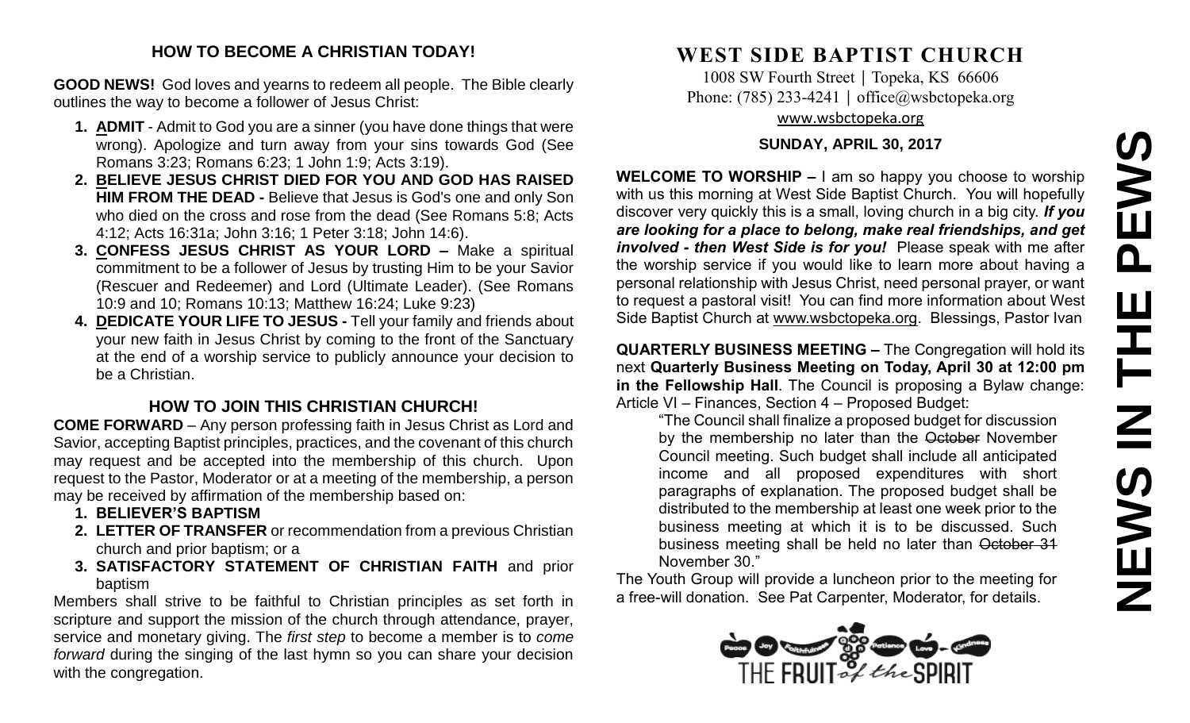## HOW TO BECOME A CHRISTIAN TODAY!

**GOOD NEWS!** God loves and yearns to redeem all people. The Bible clearly outlines the way to become a follower of Jesus Christ:

1. **ADMIT** - Admit to God you are a sinner (you have done things that were wrong). Apologize and turn away from your sins towards God (See Romans 3:23; Romans 6:23; 1 John 1:9; Acts 3:19).
2. **BELIEVE JESUS CHRIST DIED FOR YOU AND GOD HAS RAISED HIM FROM THE DEAD -** Believe that Jesus is God's one and only Son who died on the cross and rose from the dead (See Romans 5:8; Acts 4:12; Acts 16:31a; John 3:16; 1 Peter 3:18; John 14:6).
3. **CONFESS JESUS CHRIST AS YOUR LORD –** Make a spiritual commitment to be a follower of Jesus by trusting Him to be your Savior (Rescuer and Redeemer) and Lord (Ultimate Leader). (See Romans 10:9 and 10; Romans 10:13; Matthew 16:24; Luke 9:23)
4. **DEDICATE YOUR LIFE TO JESUS -** Tell your family and friends about your new faith in Jesus Christ by coming to the front of the Sanctuary at the end of a worship service to publicly announce your decision to be a Christian.

## HOW TO JOIN THIS CHRISTIAN CHURCH!

**COME FORWARD** – Any person professing faith in Jesus Christ as Lord and Savior, accepting Baptist principles, practices, and the covenant of this church may request and be accepted into the membership of this church. Upon request to the Pastor, Moderator or at a meeting of the membership, a person may be received by affirmation of the membership based on:

1. **BELIEVER'S BAPTISM**
2. **LETTER OF TRANSFER** or recommendation from a previous Christian church and prior baptism; or a
3. **SATISFACTORY STATEMENT OF CHRISTIAN FAITH** and prior baptism

Members shall strive to be faithful to Christian principles as set forth in scripture and support the mission of the church through attendance, prayer, service and monetary giving. The *first step* to become a member is to *come forward* during the singing of the last hymn so you can share your decision with the congregation.

# WEST SIDE BAPTIST CHURCH

1008 SW Fourth Street | Topeka, KS 66606
Phone: (785) 233-4241 | office@wsbctopeka.org
www.wsbctopeka.org

**SUNDAY, APRIL 30, 2017**

**WELCOME TO WORSHIP –** I am so happy you choose to worship with us this morning at West Side Baptist Church. You will hopefully discover very quickly this is a small, loving church in a big city. ***If you are looking for a place to belong, make real friendships, and get involved - then West Side is for you!*** Please speak with me after the worship service if you would like to learn more about having a personal relationship with Jesus Christ, need personal prayer, or want to request a pastoral visit! You can find more information about West Side Baptist Church at www.wsbctopeka.org. Blessings, Pastor Ivan

**QUARTERLY BUSINESS MEETING –** The Congregation will hold its next **Quarterly Business Meeting on Today, April 30 at 12:00 pm in the Fellowship Hall**. The Council is proposing a Bylaw change: Article VI – Finances, Section 4 – Proposed Budget:

> "The Council shall finalize a proposed budget for discussion by the membership no later than the ~~October~~ November Council meeting. Such budget shall include all anticipated income and all proposed expenditures with short paragraphs of explanation. The proposed budget shall be distributed to the membership at least one week prior to the business meeting at which it is to be discussed. Such business meeting shall be held no later than ~~October 31~~ November 30."

The Youth Group will provide a luncheon prior to the meeting for a free-will donation. See Pat Carpenter, Moderator, for details.

THE FRUIT of the SPIRIT

# NEWS IN THE PEWS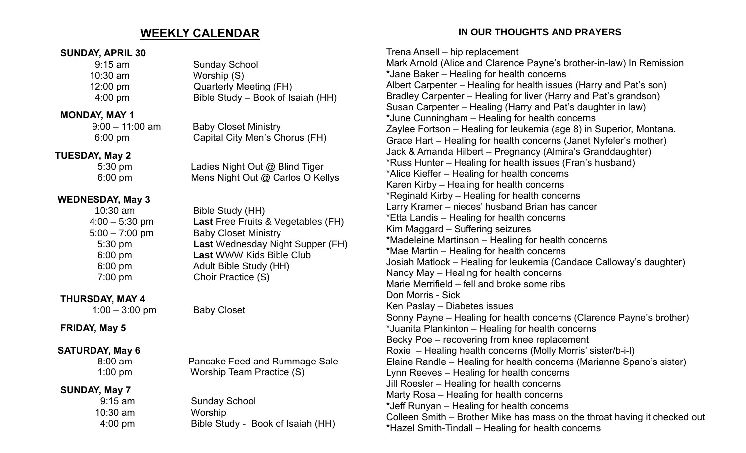## WEEKLY CALENDAR

**SUNDAY, APRIL 30**

| | |
|---|---|
| 9:15 am | Sunday School |
| 10:30 am | Worship (S) |
| 12:00 pm | Quarterly Meeting (FH) |
| 4:00 pm | Bible Study – Book of Isaiah (HH) |

**MONDAY, MAY 1**

| | |
|---|---|
| 9:00 – 11:00 am | Baby Closet Ministry |
| 6:00 pm | Capital City Men's Chorus (FH) |

**TUESDAY, May 2**

| | |
|---|---|
| 5:30 pm | Ladies Night Out @ Blind Tiger |
| 6:00 pm | Mens Night Out @ Carlos O Kellys |

**WEDNESDAY, May 3**

| | |
|---|---|
| 10:30 am | Bible Study (HH) |
| 4:00 – 5:30 pm | **Last** Free Fruits & Vegetables (FH) |
| 5:00 – 7:00 pm | Baby Closet Ministry |
| 5:30 pm | **Last** Wednesday Night Supper (FH) |
| 6:00 pm | **Last** WWW Kids Bible Club |
| 6:00 pm | Adult Bible Study (HH) |
| 7:00 pm | Choir Practice (S) |

**THURSDAY, MAY 4**

| | |
|---|---|
| 1:00 – 3:00 pm | Baby Closet |

**FRIDAY, May 5**

**SATURDAY, May 6**

| | |
|---|---|
| 8:00 am | Pancake Feed and Rummage Sale |
| 1:00 pm | Worship Team Practice (S) |

**SUNDAY, May 7**

| | |
|---|---|
| 9:15 am | Sunday School |
| 10:30 am | Worship |
| 4:00 pm | Bible Study - Book of Isaiah (HH) |

### IN OUR THOUGHTS AND PRAYERS

Trena Ansell – hip replacement
Mark Arnold (Alice and Clarence Payne's brother-in-law) In Remission
*Jane Baker – Healing for health concerns
Albert Carpenter – Healing for health issues (Harry and Pat's son)
Bradley Carpenter – Healing for liver (Harry and Pat's grandson)
Susan Carpenter – Healing (Harry and Pat's daughter in law)
*June Cunningham – Healing for health concerns
Zaylee Fortson – Healing for leukemia (age 8) in Superior, Montana.
Grace Hart – Healing for health concerns (Janet Nyfeler's mother)
Jack & Amanda Hilbert – Pregnancy (Almira's Granddaughter)
*Russ Hunter – Healing for health issues (Fran's husband)
*Alice Kieffer – Healing for health concerns
Karen Kirby – Healing for health concerns
*Reginald Kirby – Healing for health concerns
Larry Kramer – nieces' husband Brian has cancer
*Etta Landis – Healing for health concerns
Kim Maggard – Suffering seizures
*Madeleine Martinson – Healing for health concerns
*Mae Martin – Healing for health concerns
Josiah Matlock – Healing for leukemia (Candace Calloway's daughter)
Nancy May – Healing for health concerns
Marie Merrifield – fell and broke some ribs
Don Morris - Sick
Ken Paslay – Diabetes issues
Sonny Payne – Healing for health concerns (Clarence Payne's brother)
*Juanita Plankinton – Healing for health concerns
Becky Poe – recovering from knee replacement
Roxie – Healing health concerns (Molly Morris' sister/b-i-l)
Elaine Randle – Healing for health concerns (Marianne Spano's sister)
Lynn Reeves – Healing for health concerns
Jill Roesler – Healing for health concerns
Marty Rosa – Healing for health concerns
*Jeff Runyan – Healing for health concerns
Colleen Smith – Brother Mike has mass on the throat having it checked out
*Hazel Smith-Tindall – Healing for health concerns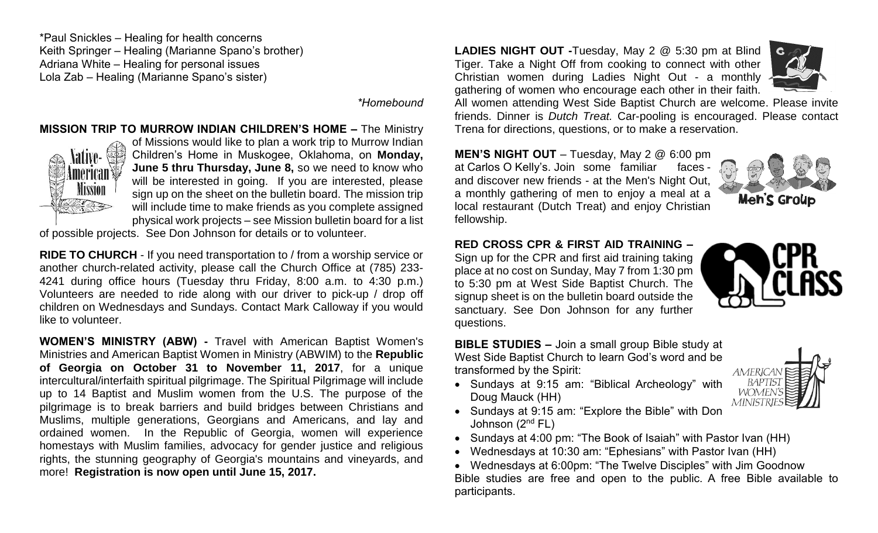*Paul Snickles – Healing for health concerns
Keith Springer – Healing (Marianne Spano's brother)
Adriana White – Healing for personal issues
Lola Zab – Healing (Marianne Spano's sister)

*\*Homebound*

**MISSION TRIP TO MURROW INDIAN CHILDREN'S HOME –** The Ministry of Missions would like to plan a work trip to Murrow Indian Children's Home in Muskogee, Oklahoma, on **Monday, June 5 thru Thursday, June 8,** so we need to know who will be interested in going. If you are interested, please sign up on the sheet on the bulletin board. The mission trip will include time to make friends as you complete assigned physical work projects – see Mission bulletin board for a list of possible projects. See Don Johnson for details or to volunteer.

**RIDE TO CHURCH** - If you need transportation to / from a worship service or another church-related activity, please call the Church Office at (785) 233-4241 during office hours (Tuesday thru Friday, 8:00 a.m. to 4:30 p.m.) Volunteers are needed to ride along with our driver to pick-up / drop off children on Wednesdays and Sundays. Contact Mark Calloway if you would like to volunteer.

**WOMEN'S MINISTRY (ABW) -** Travel with American Baptist Women's Ministries and American Baptist Women in Ministry (ABWIM) to the **Republic of Georgia on October 31 to November 11, 2017**, for a unique intercultural/interfaith spiritual pilgrimage. The Spiritual Pilgrimage will include up to 14 Baptist and Muslim women from the U.S. The purpose of the pilgrimage is to break barriers and build bridges between Christians and Muslims, multiple generations, Georgians and Americans, and lay and ordained women. In the Republic of Georgia, women will experience homestays with Muslim families, advocacy for gender justice and religious rights, the stunning geography of Georgia's mountains and vineyards, and more! **Registration is now open until June 15, 2017.**

**LADIES NIGHT OUT -**Tuesday, May 2 @ 5:30 pm at Blind Tiger. Take a Night Off from cooking to connect with other Christian women during Ladies Night Out - a monthly gathering of women who encourage each other in their faith. All women attending West Side Baptist Church are welcome. Please invite friends. Dinner is *Dutch Treat.* Car-pooling is encouraged. Please contact Trena for directions, questions, or to make a reservation.

**MEN'S NIGHT OUT** – Tuesday, May 2 @ 6:00 pm at Carlos O Kelly's. Join some familiar faces - and discover new friends - at the Men's Night Out, a monthly gathering of men to enjoy a meal at a local restaurant (Dutch Treat) and enjoy Christian fellowship.

**RED CROSS CPR & FIRST AID TRAINING –** Sign up for the CPR and first aid training taking place at no cost on Sunday, May 7 from 1:30 pm to 5:30 pm at West Side Baptist Church. The signup sheet is on the bulletin board outside the sanctuary. See Don Johnson for any further questions.

**BIBLE STUDIES –** Join a small group Bible study at West Side Baptist Church to learn God's word and be transformed by the Spirit:

- Sundays at 9:15 am: "Biblical Archeology" with Doug Mauck (HH)
- Sundays at 9:15 am: "Explore the Bible" with Don Johnson (2nd FL)
- Sundays at 4:00 pm: "The Book of Isaiah" with Pastor Ivan (HH)
- Wednesdays at 10:30 am: "Ephesians" with Pastor Ivan (HH)
- Wednesdays at 6:00pm: "The Twelve Disciples" with Jim Goodnow

Bible studies are free and open to the public. A free Bible available to participants.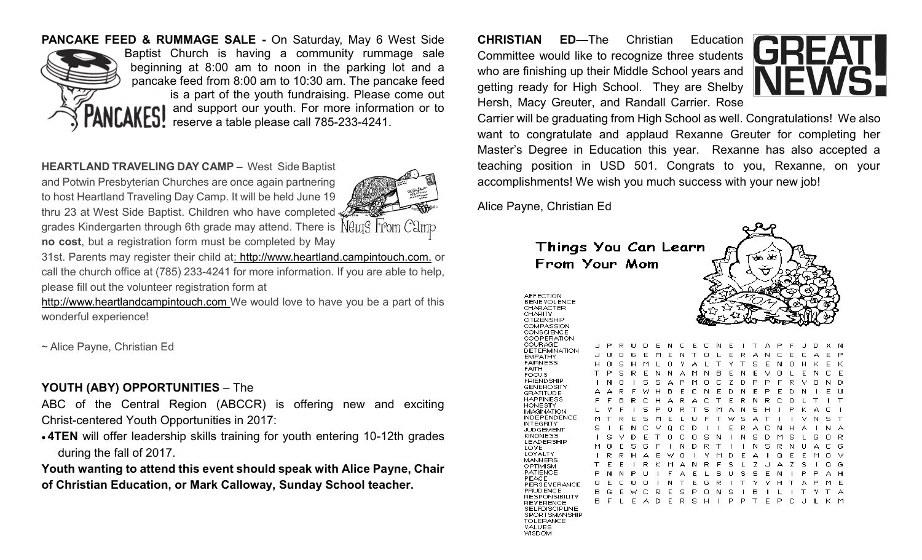**PANCAKE FEED & RUMMAGE SALE -** On Saturday, May 6 West Side Baptist Church is having a community rummage sale beginning at 8:00 am to noon in the parking lot and a pancake feed from 8:00 am to 10:30 am. The pancake feed is a part of the youth fundraising. Please come out and support our youth. For more information or to reserve a table please call 785-233-4241.

**HEARTLAND TRAVELING DAY CAMP** – West Side Baptist and Potwin Presbyterian Churches are once again partnering to host Heartland Traveling Day Camp. It will be held June 19 thru 23 at West Side Baptist. Children who have completed grades Kindergarten through 6th grade may attend. There is **no cost**, but a registration form must be completed by May 31st. Parents may register their child at: http://www.heartland.campintouch.com. or call the church office at (785) 233-4241 for more information. If you are able to help, please fill out the volunteer registration form at http://www.heartlandcampintouch.com We would love to have you be a part of this wonderful experience!

~ Alice Payne, Christian Ed

**YOUTH (ABY) OPPORTUNITIES** – The ABC of the Central Region (ABCCR) is offering new and exciting Christ-centered Youth Opportunities in 2017:

- **4TEN** will offer leadership skills training for youth entering 10-12th grades during the fall of 2017.

**Youth wanting to attend this event should speak with Alice Payne, Chair of Christian Education, or Mark Calloway, Sunday School teacher.**

**CHRISTIAN ED—**The Christian Education Committee would like to recognize three students who are finishing up their Middle School years and getting ready for High School. They are Shelby Hersh, Macy Greuter, and Randall Carrier. Rose Carrier will be graduating from High School as well. Congratulations! We also want to congratulate and applaud Rexanne Greuter for completing her Master's Degree in Education this year. Rexanne has also accepted a teaching position in USD 501. Congrats to you, Rexanne, on your accomplishments! We wish you much success with your new job!

Alice Payne, Christian Ed

**Things You Can Learn From Your Mom**

AFFECTION
BENEVOLENCE
CHARACTER
CHARITY
CITIZENSHIP
COMPASSION
CONSCIENCE
COOPERATION
COURAGE
DETERMINATION
EMPATHY
FAIRNESS
FAITH
FOCUS
FRIENDSHIP
GENEROSITY
GRATITUDE
HAPPINESS
HONESTY
IMAGINATION
INDEPENDENCE
INTEGRITY
JUDGEMENT
KINDNESS
LEADERSHIP
LOVE
LOYALTY
MANNERS
OPTIMISM
PATIENCE
PEACE
PERSEVERANCE
PRUDENCE
RESPONSIBILITY
REVERENCE
SELFDISCIPLINE
SPORTSMANSHIP
TOLERANCE
VALUES
WISDOM

```
J P R U D E N C E C N E I T A P F J D X N
J U D G E M E N T O L E R A N C E C A E P
H O S H M L O Y A L T Y T S E N O H K E K
T P S R E N N A M N B E N E V O L E N C E
I N O I S S A P M O C Z D P P F R V O N D
A A R F W H B E C N E D N E P E D N I E U
F F B R C H A R A C T E R N R C O L T I T
L Y F I S P O R T S M A N S H I P K A C I
M T R E S M E L U F T W S A T I I V N S T
S I E N C V Q C D I I E R A C N H A I N A
I S V D E T O C O S N I N S D M S L G O R
M O E S G F I N D R T I I N S R N U A C G
I R R H A E W O I Y M D E A I Q E E M O V
T E E I R K M A N R F S L Z J A Z S I Q G
P N N P U I F A E L S U S S E N I P P A H
O E C O O I N T E G R I T Y Y H T A P M E
B G E W C R E S P O N S I B I L I T Y T A
B F L E A D E R S H I P P T E P C J L K M
```